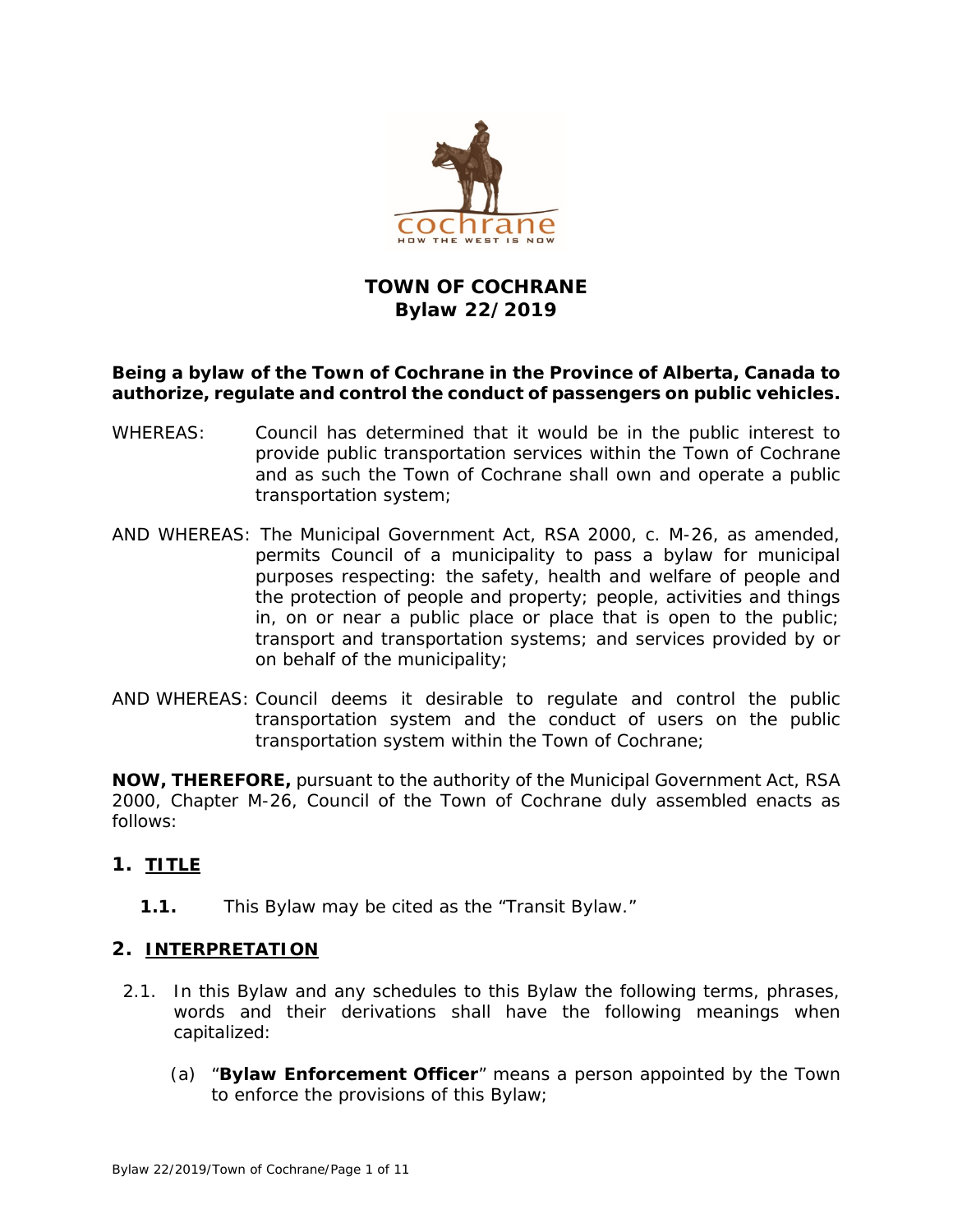# TOWN OF COCHRANE
## Bylaw 22/2019

**Being a bylaw of the Town of Cochrane in the Province of Alberta, Canada to authorize, regulate and control the conduct of passengers on public vehicles.**

WHEREAS: Council has determined that it would be in the public interest to provide public transportation services within the Town of Cochrane and as such the Town of Cochrane shall own and operate a public transportation system;

AND WHEREAS: The Municipal Government Act, RSA 2000, c. M-26, as amended, permits Council of a municipality to pass a bylaw for municipal purposes respecting: the safety, health and welfare of people and the protection of people and property; people, activities and things in, on or near a public place or place that is open to the public; transport and transportation systems; and services provided by or on behalf of the municipality;

AND WHEREAS: Council deems it desirable to regulate and control the public transportation system and the conduct of users on the public transportation system within the Town of Cochrane;

**NOW, THEREFORE,** pursuant to the authority of the Municipal Government Act, RSA 2000, Chapter M-26, Council of the Town of Cochrane duly assembled enacts as follows:

## 1. TITLE

**1.1.** This Bylaw may be cited as the "Transit Bylaw."

## 2. INTERPRETATION

2.1. In this Bylaw and any schedules to this Bylaw the following terms, phrases, words and their derivations shall have the following meanings when capitalized:

(a) "**Bylaw Enforcement Officer**" means a person appointed by the Town to enforce the provisions of this Bylaw;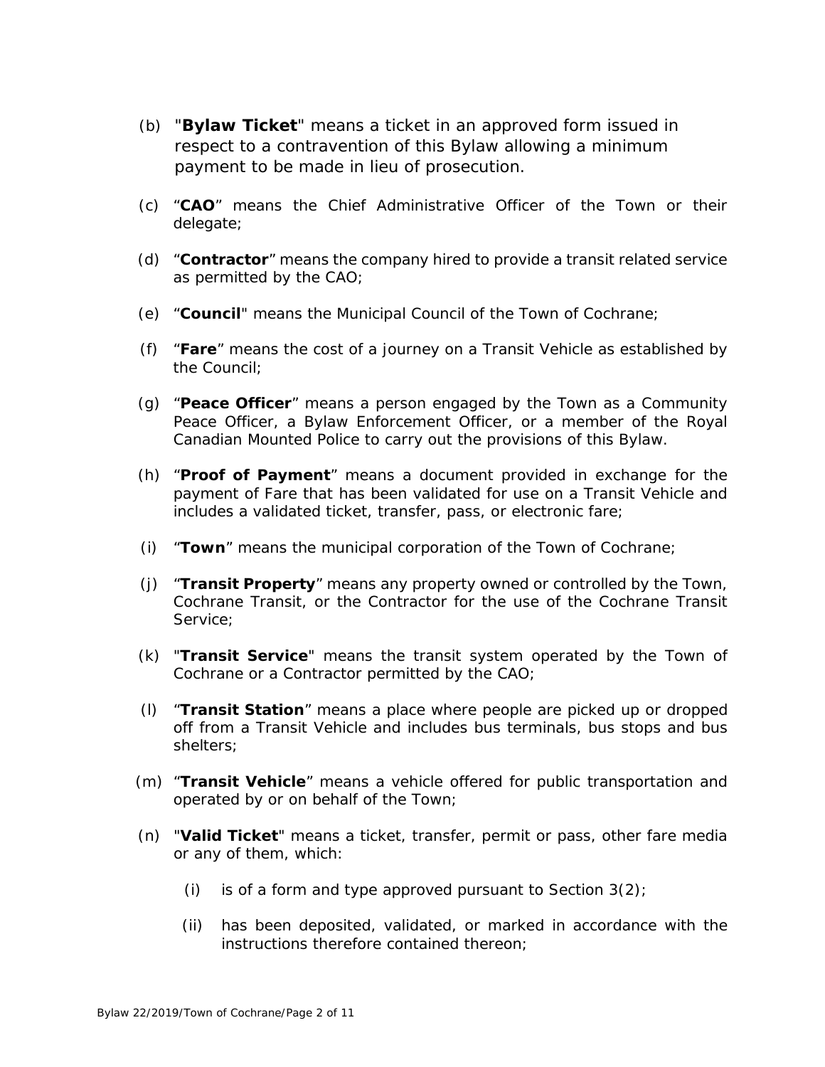(b) "**Bylaw Ticket**" means a ticket in an approved form issued in respect to a contravention of this Bylaw allowing a minimum payment to be made in lieu of prosecution.

(c) "**CAO**" means the Chief Administrative Officer of the Town or their delegate;

(d) "**Contractor**" means the company hired to provide a transit related service as permitted by the CAO;

(e) "**Council**" means the Municipal Council of the Town of Cochrane;

(f) "**Fare**" means the cost of a journey on a Transit Vehicle as established by the Council;

(g) "**Peace Officer**" means a person engaged by the Town as a Community Peace Officer, a Bylaw Enforcement Officer, or a member of the Royal Canadian Mounted Police to carry out the provisions of this Bylaw.

(h) "**Proof of Payment**" means a document provided in exchange for the payment of Fare that has been validated for use on a Transit Vehicle and includes a validated ticket, transfer, pass, or electronic fare;

(i) "**Town**" means the municipal corporation of the Town of Cochrane;

(j) "**Transit Property**" means any property owned or controlled by the Town, Cochrane Transit, or the Contractor for the use of the Cochrane Transit Service;

(k) "**Transit Service**" means the transit system operated by the Town of Cochrane or a Contractor permitted by the CAO;

(l) "**Transit Station**" means a place where people are picked up or dropped off from a Transit Vehicle and includes bus terminals, bus stops and bus shelters;

(m) "**Transit Vehicle**" means a vehicle offered for public transportation and operated by or on behalf of the Town;

(n) "**Valid Ticket**" means a ticket, transfer, permit or pass, other fare media or any of them, which:

   (i) is of a form and type approved pursuant to Section 3(2);

   (ii) has been deposited, validated, or marked in accordance with the instructions therefore contained thereon;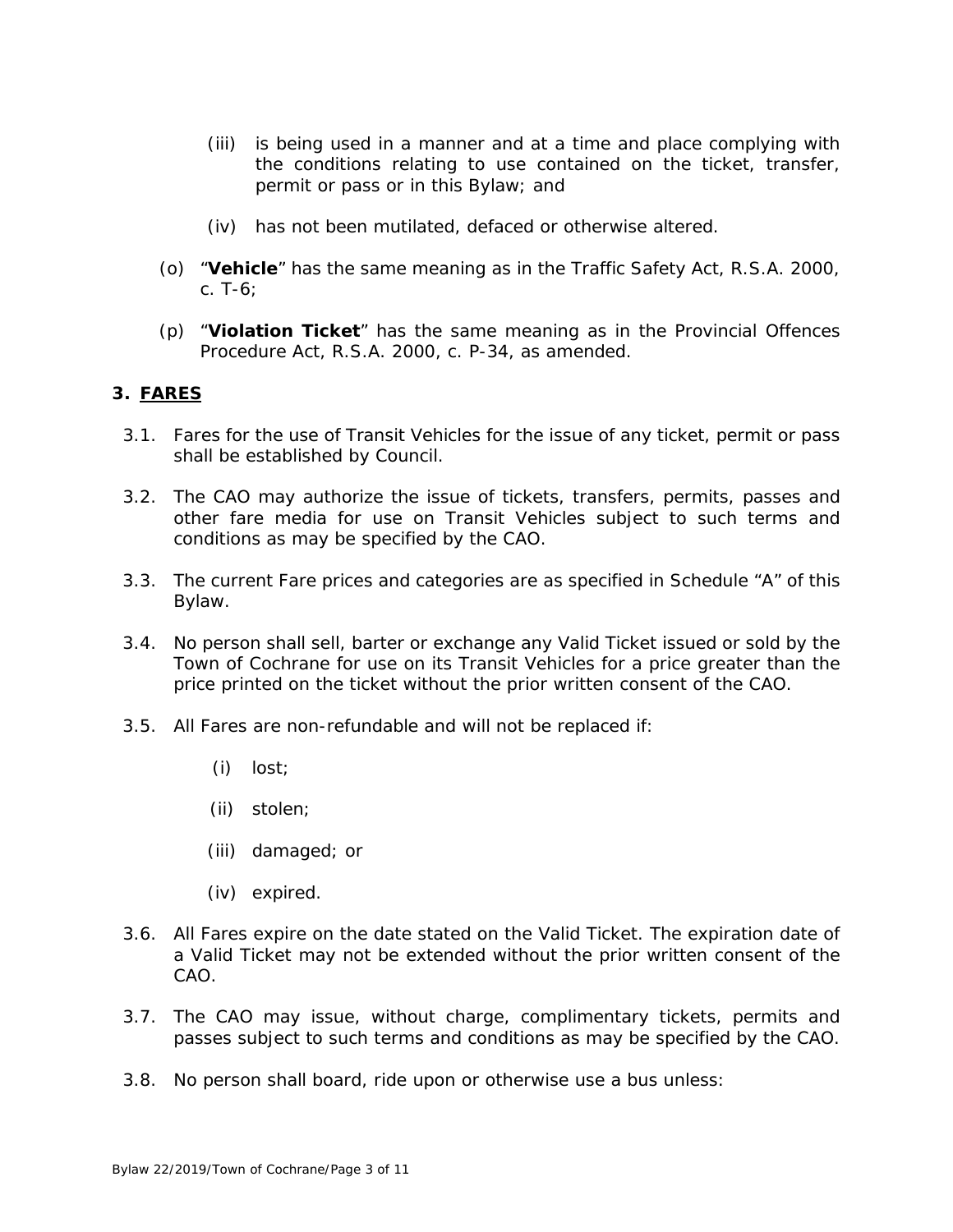(iii) is being used in a manner and at a time and place complying with the conditions relating to use contained on the ticket, transfer, permit or pass or in this Bylaw; and

(iv) has not been mutilated, defaced or otherwise altered.

(o) “**Vehicle**” has the same meaning as in the Traffic Safety Act, R.S.A. 2000, c. T-6;

(p) “**Violation Ticket**” has the same meaning as in the Provincial Offences Procedure Act, R.S.A. 2000, c. P-34, as amended.

## 3. FARES

3.1. Fares for the use of Transit Vehicles for the issue of any ticket, permit or pass shall be established by Council.

3.2. The CAO may authorize the issue of tickets, transfers, permits, passes and other fare media for use on Transit Vehicles subject to such terms and conditions as may be specified by the CAO.

3.3. The current Fare prices and categories are as specified in Schedule “A” of this Bylaw.

3.4. No person shall sell, barter or exchange any Valid Ticket issued or sold by the Town of Cochrane for use on its Transit Vehicles for a price greater than the price printed on the ticket without the prior written consent of the CAO.

3.5. All Fares are non-refundable and will not be replaced if:

(i) lost;

(ii) stolen;

(iii) damaged; or

(iv) expired.

3.6. All Fares expire on the date stated on the Valid Ticket. The expiration date of a Valid Ticket may not be extended without the prior written consent of the CAO.

3.7. The CAO may issue, without charge, complimentary tickets, permits and passes subject to such terms and conditions as may be specified by the CAO.

3.8. No person shall board, ride upon or otherwise use a bus unless: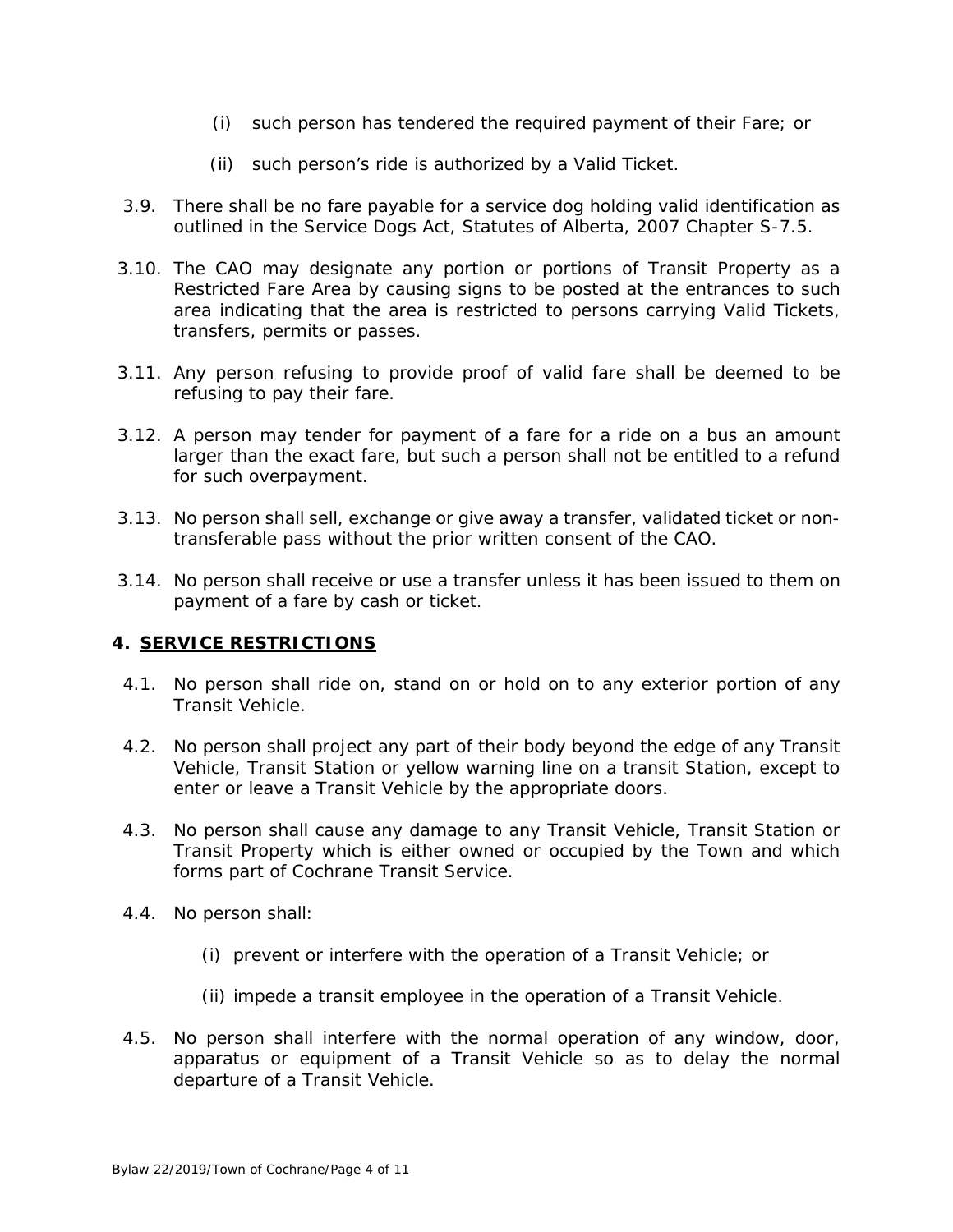(i) such person has tendered the required payment of their Fare; or

(ii) such person's ride is authorized by a Valid Ticket.

3.9. There shall be no fare payable for a service dog holding valid identification as outlined in the Service Dogs Act, Statutes of Alberta, 2007 Chapter S-7.5.

3.10. The CAO may designate any portion or portions of Transit Property as a Restricted Fare Area by causing signs to be posted at the entrances to such area indicating that the area is restricted to persons carrying Valid Tickets, transfers, permits or passes.

3.11. Any person refusing to provide proof of valid fare shall be deemed to be refusing to pay their fare.

3.12. A person may tender for payment of a fare for a ride on a bus an amount larger than the exact fare, but such a person shall not be entitled to a refund for such overpayment.

3.13. No person shall sell, exchange or give away a transfer, validated ticket or non-transferable pass without the prior written consent of the CAO.

3.14. No person shall receive or use a transfer unless it has been issued to them on payment of a fare by cash or ticket.

## 4. <u>SERVICE RESTRICTIONS</u>

4.1. No person shall ride on, stand on or hold on to any exterior portion of any Transit Vehicle.

4.2. No person shall project any part of their body beyond the edge of any Transit Vehicle, Transit Station or yellow warning line on a transit Station, except to enter or leave a Transit Vehicle by the appropriate doors.

4.3. No person shall cause any damage to any Transit Vehicle, Transit Station or Transit Property which is either owned or occupied by the Town and which forms part of Cochrane Transit Service.

4.4. No person shall:

(i) prevent or interfere with the operation of a Transit Vehicle; or

(ii) impede a transit employee in the operation of a Transit Vehicle.

4.5. No person shall interfere with the normal operation of any window, door, apparatus or equipment of a Transit Vehicle so as to delay the normal departure of a Transit Vehicle.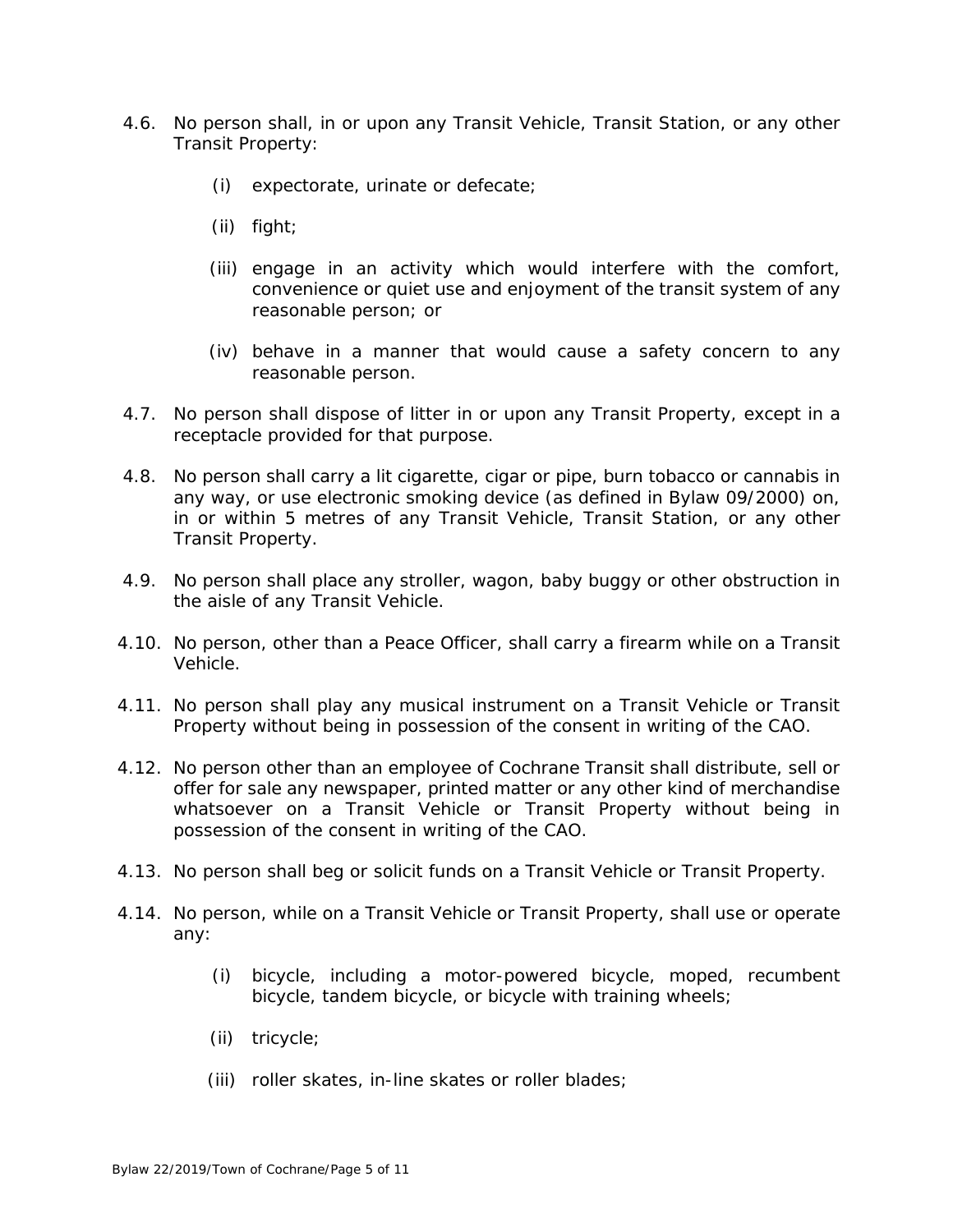4.6. No person shall, in or upon any Transit Vehicle, Transit Station, or any other Transit Property:

   (i) expectorate, urinate or defecate;

   (ii) fight;

   (iii) engage in an activity which would interfere with the comfort, convenience or quiet use and enjoyment of the transit system of any reasonable person; or

   (iv) behave in a manner that would cause a safety concern to any reasonable person.

4.7. No person shall dispose of litter in or upon any Transit Property, except in a receptacle provided for that purpose.

4.8. No person shall carry a lit cigarette, cigar or pipe, burn tobacco or cannabis in any way, or use electronic smoking device (as defined in Bylaw 09/2000) on, in or within 5 metres of any Transit Vehicle, Transit Station, or any other Transit Property.

4.9. No person shall place any stroller, wagon, baby buggy or other obstruction in the aisle of any Transit Vehicle.

4.10. No person, other than a Peace Officer, shall carry a firearm while on a Transit Vehicle.

4.11. No person shall play any musical instrument on a Transit Vehicle or Transit Property without being in possession of the consent in writing of the CAO.

4.12. No person other than an employee of Cochrane Transit shall distribute, sell or offer for sale any newspaper, printed matter or any other kind of merchandise whatsoever on a Transit Vehicle or Transit Property without being in possession of the consent in writing of the CAO.

4.13. No person shall beg or solicit funds on a Transit Vehicle or Transit Property.

4.14. No person, while on a Transit Vehicle or Transit Property, shall use or operate any:

   (i) bicycle, including a motor-powered bicycle, moped, recumbent bicycle, tandem bicycle, or bicycle with training wheels;

   (ii) tricycle;

   (iii) roller skates, in-line skates or roller blades;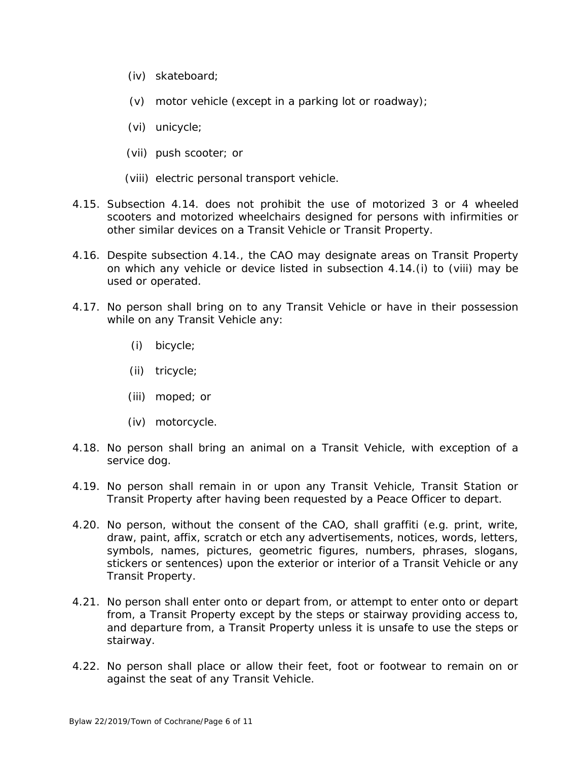(iv) skateboard;

(v) motor vehicle (except in a parking lot or roadway);

(vi) unicycle;

(vii) push scooter; or

(viii) electric personal transport vehicle.

4.15. Subsection 4.14. does not prohibit the use of motorized 3 or 4 wheeled scooters and motorized wheelchairs designed for persons with infirmities or other similar devices on a Transit Vehicle or Transit Property.

4.16. Despite subsection 4.14., the CAO may designate areas on Transit Property on which any vehicle or device listed in subsection 4.14.(i) to (viii) may be used or operated.

4.17. No person shall bring on to any Transit Vehicle or have in their possession while on any Transit Vehicle any:

(i) bicycle;

(ii) tricycle;

(iii) moped; or

(iv) motorcycle.

4.18. No person shall bring an animal on a Transit Vehicle, with exception of a service dog.

4.19. No person shall remain in or upon any Transit Vehicle, Transit Station or Transit Property after having been requested by a Peace Officer to depart.

4.20. No person, without the consent of the CAO, shall graffiti (e.g. print, write, draw, paint, affix, scratch or etch any advertisements, notices, words, letters, symbols, names, pictures, geometric figures, numbers, phrases, slogans, stickers or sentences) upon the exterior or interior of a Transit Vehicle or any Transit Property.

4.21. No person shall enter onto or depart from, or attempt to enter onto or depart from, a Transit Property except by the steps or stairway providing access to, and departure from, a Transit Property unless it is unsafe to use the steps or stairway.

4.22. No person shall place or allow their feet, foot or footwear to remain on or against the seat of any Transit Vehicle.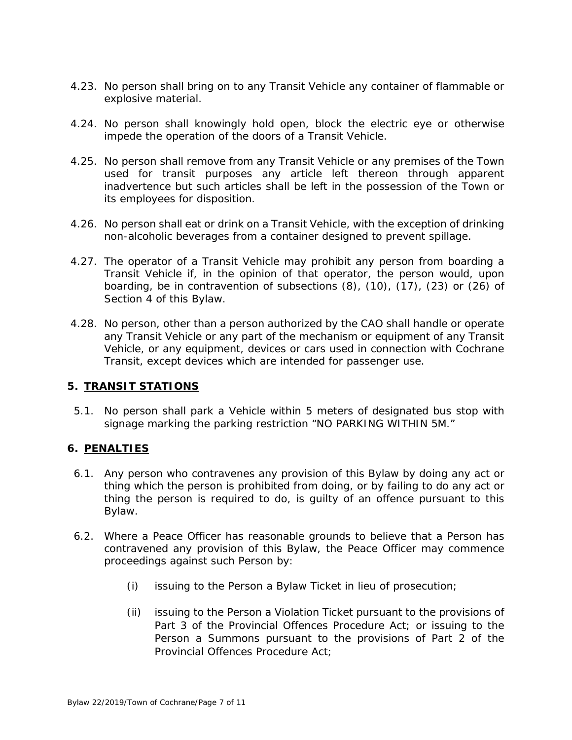4.23. No person shall bring on to any Transit Vehicle any container of flammable or explosive material.

4.24. No person shall knowingly hold open, block the electric eye or otherwise impede the operation of the doors of a Transit Vehicle.

4.25. No person shall remove from any Transit Vehicle or any premises of the Town used for transit purposes any article left thereon through apparent inadvertence but such articles shall be left in the possession of the Town or its employees for disposition.

4.26. No person shall eat or drink on a Transit Vehicle, with the exception of drinking non-alcoholic beverages from a container designed to prevent spillage.

4.27. The operator of a Transit Vehicle may prohibit any person from boarding a Transit Vehicle if, in the opinion of that operator, the person would, upon boarding, be in contravention of subsections (8), (10), (17), (23) or (26) of Section 4 of this Bylaw.

4.28. No person, other than a person authorized by the CAO shall handle or operate any Transit Vehicle or any part of the mechanism or equipment of any Transit Vehicle, or any equipment, devices or cars used in connection with Cochrane Transit, except devices which are intended for passenger use.

## 5. **TRANSIT STATIONS**

5.1. No person shall park a Vehicle within 5 meters of designated bus stop with signage marking the parking restriction “NO PARKING WITHIN 5M.”

## 6. **PENALTIES**

6.1. Any person who contravenes any provision of this Bylaw by doing any act or thing which the person is prohibited from doing, or by failing to do any act or thing the person is required to do, is guilty of an offence pursuant to this Bylaw.

6.2. Where a Peace Officer has reasonable grounds to believe that a Person has contravened any provision of this Bylaw, the Peace Officer may commence proceedings against such Person by:

(i) issuing to the Person a Bylaw Ticket in lieu of prosecution;

(ii) issuing to the Person a Violation Ticket pursuant to the provisions of Part 3 of the Provincial Offences Procedure Act; or issuing to the Person a Summons pursuant to the provisions of Part 2 of the Provincial Offences Procedure Act;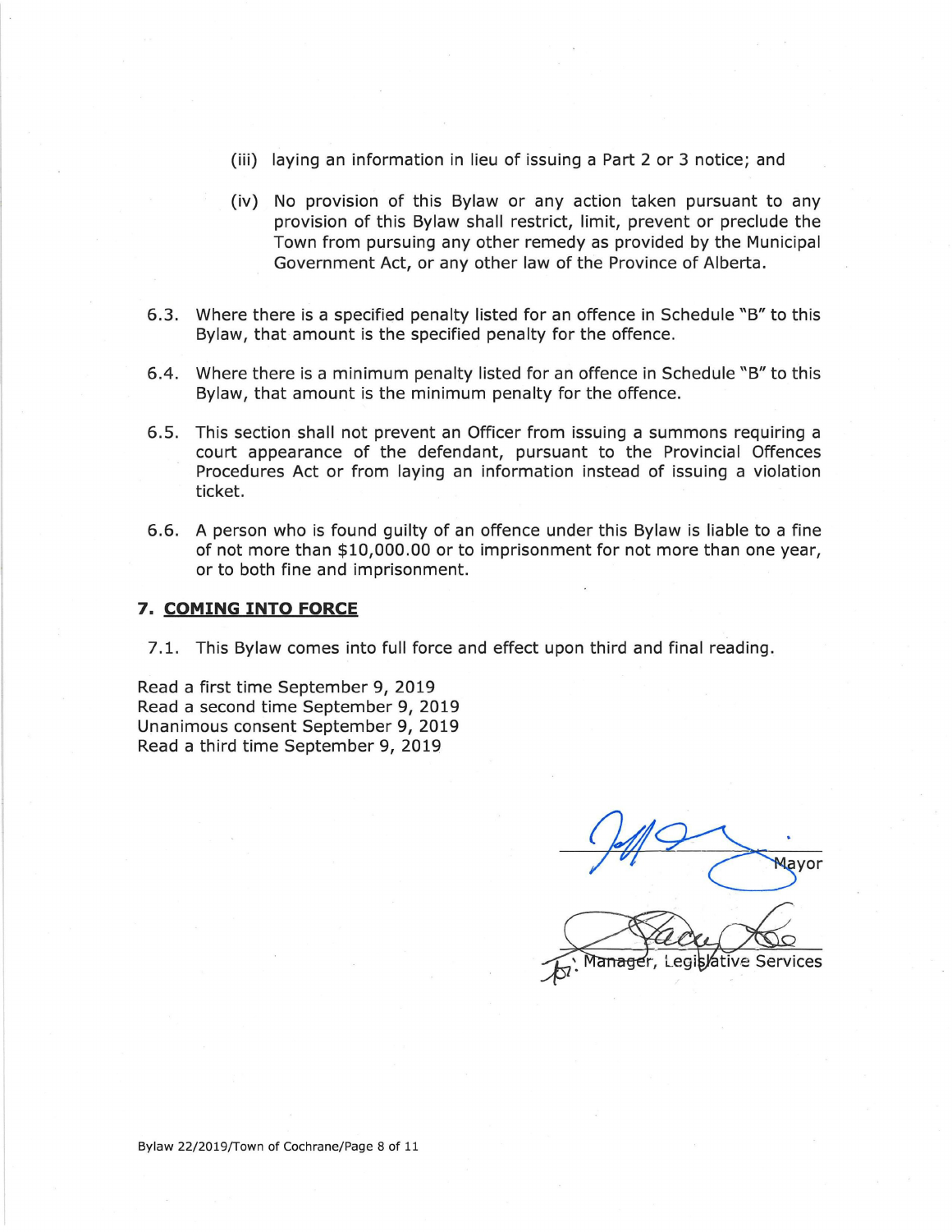(iii) laying an information in lieu of issuing a Part 2 or 3 notice; and

(iv) No provision of this Bylaw or any action taken pursuant to any provision of this Bylaw shall restrict, limit, prevent or preclude the Town from pursuing any other remedy as provided by the Municipal Government Act, or any other law of the Province of Alberta.

6.3. Where there is a specified penalty listed for an offence in Schedule "B" to this Bylaw, that amount is the specified penalty for the offence.

6.4. Where there is a minimum penalty listed for an offence in Schedule "B" to this Bylaw, that amount is the minimum penalty for the offence.

6.5. This section shall not prevent an Officer from issuing a summons requiring a court appearance of the defendant, pursuant to the Provincial Offences Procedures Act or from laying an information instead of issuing a violation ticket.

6.6. A person who is found guilty of an offence under this Bylaw is liable to a fine of not more than $10,000.00 or to imprisonment for not more than one year, or to both fine and imprisonment.

## 7. COMING INTO FORCE

7.1. This Bylaw comes into full force and effect upon third and final reading.

Read a first time September 9, 2019
Read a second time September 9, 2019
Unanimous consent September 9, 2019
Read a third time September 9, 2019

Mayor

for: Manager, Legislative Services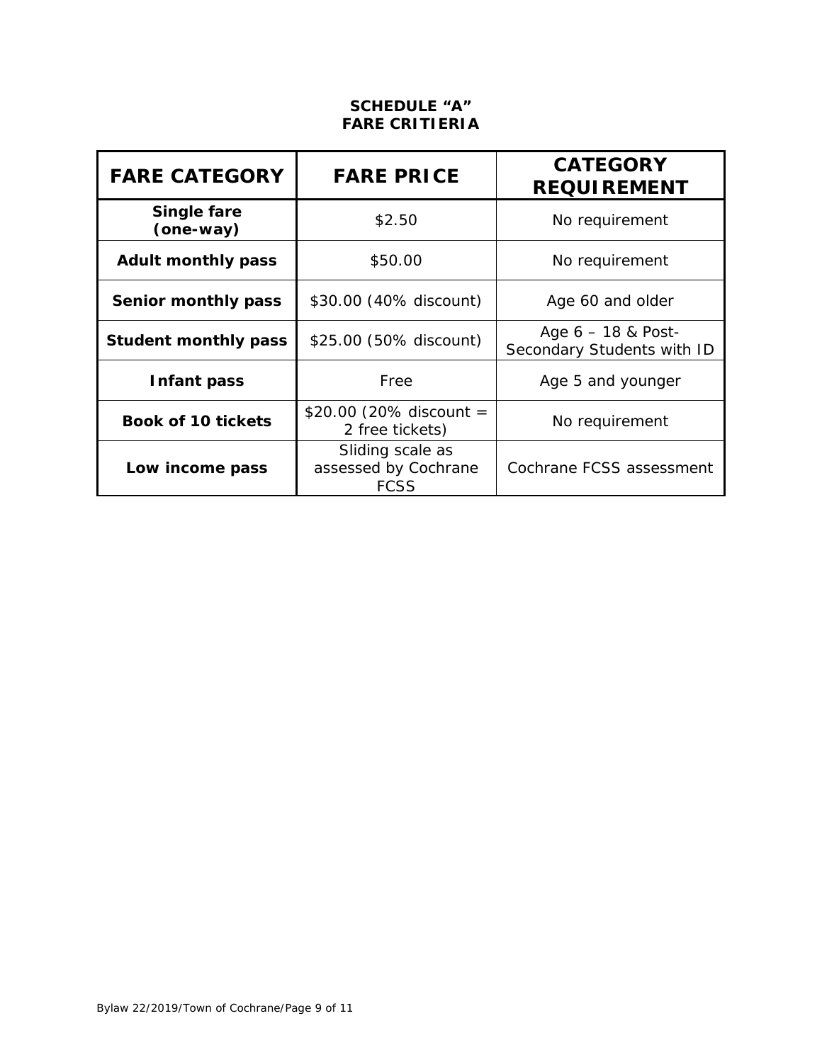**SCHEDULE "A"**
**FARE CRITIERIA**

| FARE CATEGORY | FARE PRICE | CATEGORY REQUIREMENT |
|---|---|---|
| **Single fare (one-way)** | $2.50 | No requirement |
| **Adult monthly pass** | $50.00 | No requirement |
| **Senior monthly pass** | $30.00 (40% discount) | Age 60 and older |
| **Student monthly pass** | $25.00 (50% discount) | Age 6 – 18 & Post-Secondary Students with ID |
| **Infant pass** | Free | Age 5 and younger |
| **Book of 10 tickets** | $20.00 (20% discount = 2 free tickets) | No requirement |
| **Low income pass** | Sliding scale as assessed by Cochrane FCSS | Cochrane FCSS assessment |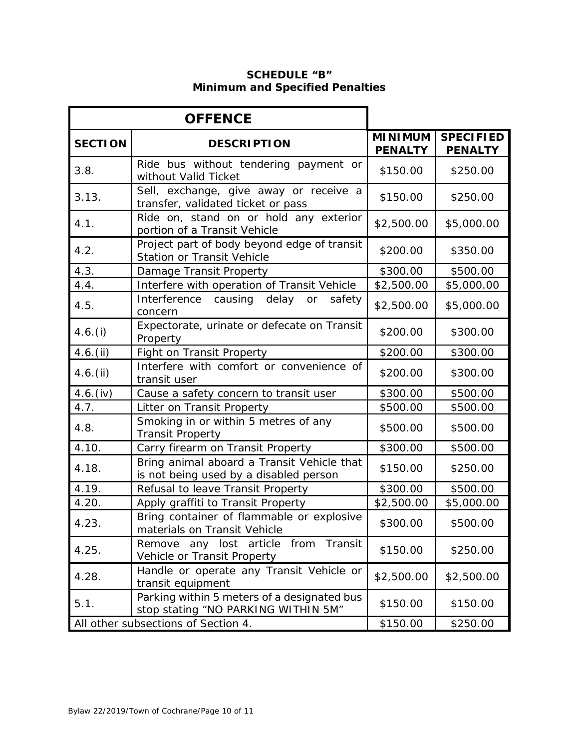**SCHEDULE "B"**
**Minimum and Specified Penalties**

| OFFENCE | | | |
|---|---|---|---|
| **SECTION** | **DESCRIPTION** | **MINIMUM PENALTY** | **SPECIFIED PENALTY** |
| 3.8. | Ride bus without tendering payment or without Valid Ticket | $150.00 | $250.00 |
| 3.13. | Sell, exchange, give away or receive a transfer, validated ticket or pass | $150.00 | $250.00 |
| 4.1. | Ride on, stand on or hold any exterior portion of a Transit Vehicle | $2,500.00 | $5,000.00 |
| 4.2. | Project part of body beyond edge of transit Station or Transit Vehicle | $200.00 | $350.00 |
| 4.3. | Damage Transit Property | $300.00 | $500.00 |
| 4.4. | Interfere with operation of Transit Vehicle | $2,500.00 | $5,000.00 |
| 4.5. | Interference causing delay or safety concern | $2,500.00 | $5,000.00 |
| 4.6.(i) | Expectorate, urinate or defecate on Transit Property | $200.00 | $300.00 |
| 4.6.(ii) | Fight on Transit Property | $200.00 | $300.00 |
| 4.6.(ii) | Interfere with comfort or convenience of transit user | $200.00 | $300.00 |
| 4.6.(iv) | Cause a safety concern to transit user | $300.00 | $500.00 |
| 4.7. | Litter on Transit Property | $500.00 | $500.00 |
| 4.8. | Smoking in or within 5 metres of any Transit Property | $500.00 | $500.00 |
| 4.10. | Carry firearm on Transit Property | $300.00 | $500.00 |
| 4.18. | Bring animal aboard a Transit Vehicle that is not being used by a disabled person | $150.00 | $250.00 |
| 4.19. | Refusal to leave Transit Property | $300.00 | $500.00 |
| 4.20. | Apply graffiti to Transit Property | $2,500.00 | $5,000.00 |
| 4.23. | Bring container of flammable or explosive materials on Transit Vehicle | $300.00 | $500.00 |
| 4.25. | Remove any lost article from Transit Vehicle or Transit Property | $150.00 | $250.00 |
| 4.28. | Handle or operate any Transit Vehicle or transit equipment | $2,500.00 | $2,500.00 |
| 5.1. | Parking within 5 meters of a designated bus stop stating "NO PARKING WITHIN 5M" | $150.00 | $150.00 |
| All other subsections of Section 4. | | $150.00 | $250.00 |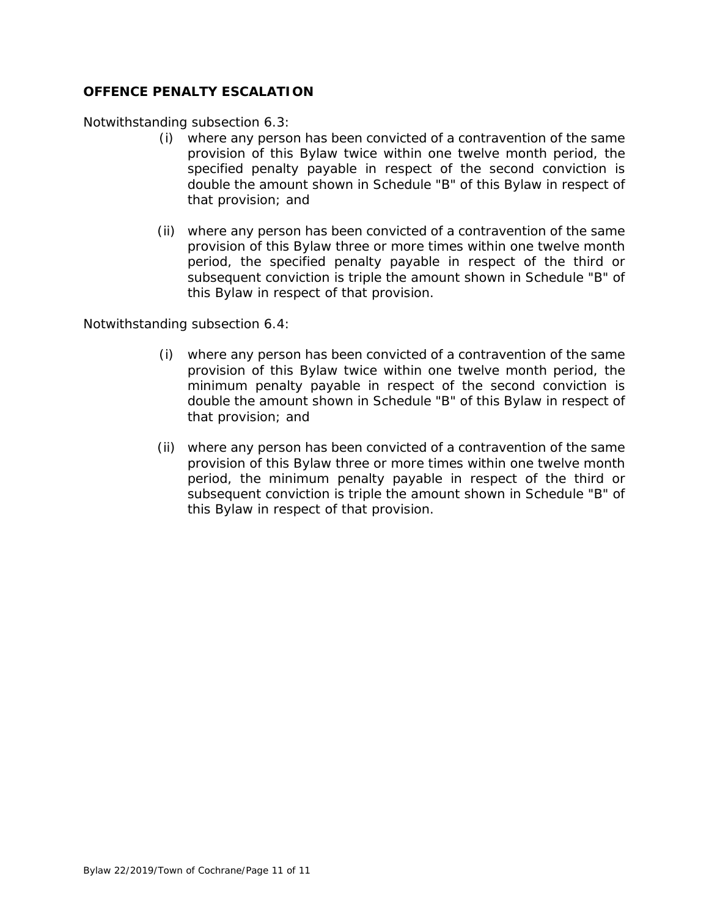## OFFENCE PENALTY ESCALATION

Notwithstanding subsection 6.3:

(i) where any person has been convicted of a contravention of the same provision of this Bylaw twice within one twelve month period, the specified penalty payable in respect of the second conviction is double the amount shown in Schedule "B" of this Bylaw in respect of that provision; and

(ii) where any person has been convicted of a contravention of the same provision of this Bylaw three or more times within one twelve month period, the specified penalty payable in respect of the third or subsequent conviction is triple the amount shown in Schedule "B" of this Bylaw in respect of that provision.

Notwithstanding subsection 6.4:

(i) where any person has been convicted of a contravention of the same provision of this Bylaw twice within one twelve month period, the minimum penalty payable in respect of the second conviction is double the amount shown in Schedule "B" of this Bylaw in respect of that provision; and

(ii) where any person has been convicted of a contravention of the same provision of this Bylaw three or more times within one twelve month period, the minimum penalty payable in respect of the third or subsequent conviction is triple the amount shown in Schedule "B" of this Bylaw in respect of that provision.